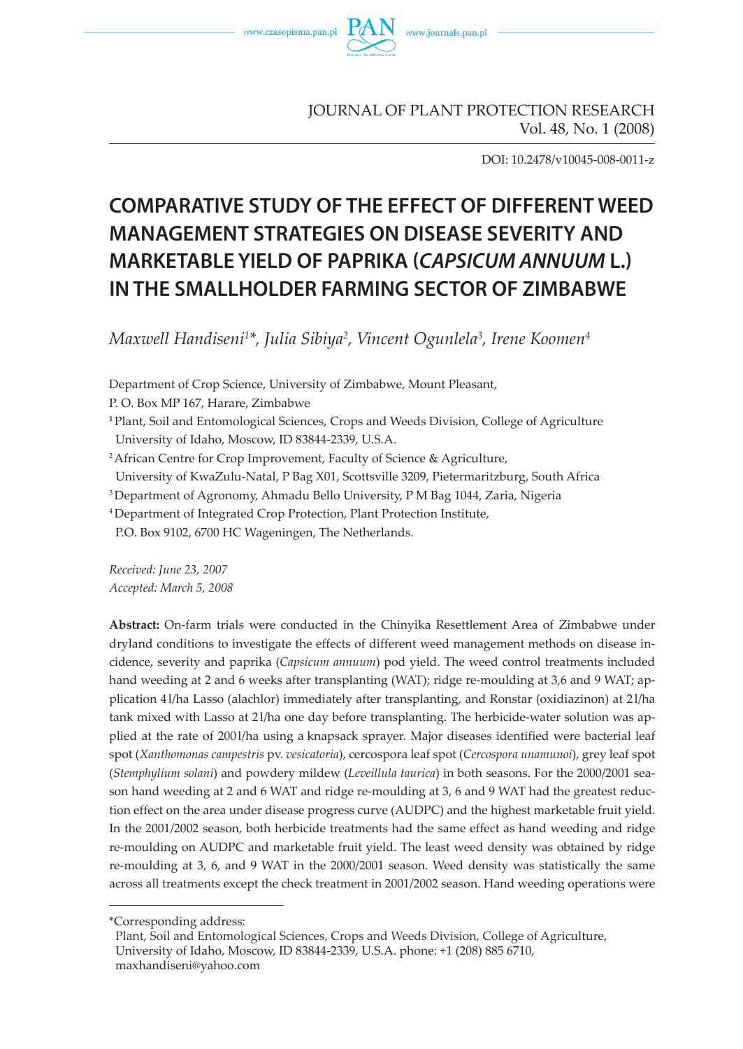JOURNAL OF PLANT PROTECTION RESEARCH
Vol. 48, No. 1 (2008)

DOI: 10.2478/v10045-008-0011-z

# COMPARATIVE STUDY OF THE EFFECT OF DIFFERENT WEED MANAGEMENT STRATEGIES ON DISEASE SEVERITY AND MARKETABLE YIELD OF PAPRIKA (*CAPSICUM ANNUUM* L.) IN THE SMALLHOLDER FARMING SECTOR OF ZIMBABWE

*Maxwell Handiseni[1]\*, Julia Sibiya[2], Vincent Ogunlela[3], Irene Koomen[4]*

Department of Crop Science, University of Zimbabwe, Mount Pleasant, P. O. Box MP 167, Harare, Zimbabwe

[1] Plant, Soil and Entomological Sciences, Crops and Weeds Division, College of Agriculture University of Idaho, Moscow, ID 83844-2339, U.S.A.

[2] African Centre for Crop Improvement, Faculty of Science & Agriculture, University of KwaZulu-Natal, P Bag X01, Scottsville 3209, Pietermaritzburg, South Africa

[3] Department of Agronomy, Ahmadu Bello University, P M Bag 1044, Zaria, Nigeria

[4] Department of Integrated Crop Protection, Plant Protection Institute, P.O. Box 9102, 6700 HC Wageningen, The Netherlands.

*Received: June 23, 2007*
*Accepted: March 5, 2008*

**Abstract:** On-farm trials were conducted in the Chinyika Resettlement Area of Zimbabwe under dryland conditions to investigate the effects of different weed management methods on disease incidence, severity and paprika (*Capsicum annuum*) pod yield. The weed control treatments included hand weeding at 2 and 6 weeks after transplanting (WAT); ridge re-moulding at 3,6 and 9 WAT; application 4l/ha Lasso (alachlor) immediately after transplanting, and Ronstar (oxidiazinon) at 2l/ha tank mixed with Lasso at 2l/ha one day before transplanting. The herbicide-water solution was applied at the rate of 200l/ha using a knapsack sprayer. Major diseases identified were bacterial leaf spot (*Xanthomonas campestris* pv. *vesicatoria*), cercospora leaf spot (*Cercospora unamunoi*), grey leaf spot (*Stemphylium solani*) and powdery mildew (*Leveillula taurica*) in both seasons. For the 2000/2001 season hand weeding at 2 and 6 WAT and ridge re-moulding at 3, 6 and 9 WAT had the greatest reduction effect on the area under disease progress curve (AUDPC) and the highest marketable fruit yield. In the 2001/2002 season, both herbicide treatments had the same effect as hand weeding and ridge re-moulding on AUDPC and marketable fruit yield. The least weed density was obtained by ridge re-moulding at 3, 6, and 9 WAT in the 2000/2001 season. Weed density was statistically the same across all treatments except the check treatment in 2001/2002 season. Hand weeding operations were

---

\*Corresponding address:
Plant, Soil and Entomological Sciences, Crops and Weeds Division, College of Agriculture, University of Idaho, Moscow, ID 83844-2339, U.S.A. phone: +1 (208) 885 6710, maxhandiseni@yahoo.com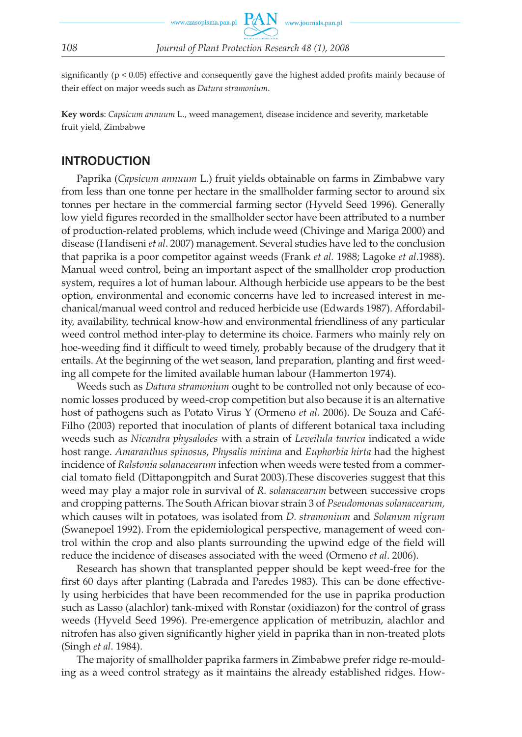significantly ($p < 0.05$) effective and consequently gave the highest added profits mainly because of their effect on major weeds such as *Datura stramonium*.

**Key words**: *Capsicum annuum* L., weed management, disease incidence and severity, marketable fruit yield, Zimbabwe

## INTRODUCTION

Paprika (*Capsicum annuum* L.) fruit yields obtainable on farms in Zimbabwe vary from less than one tonne per hectare in the smallholder farming sector to around six tonnes per hectare in the commercial farming sector (Hyveld Seed 1996). Generally low yield figures recorded in the smallholder sector have been attributed to a number of production-related problems, which include weed (Chivinge and Mariga 2000) and disease (Handiseni *et al*. 2007) management. Several studies have led to the conclusion that paprika is a poor competitor against weeds (Frank *et al.* 1988; Lagoke *et al*.1988). Manual weed control, being an important aspect of the smallholder crop production system, requires a lot of human labour. Although herbicide use appears to be the best option, environmental and economic concerns have led to increased interest in mechanical/manual weed control and reduced herbicide use (Edwards 1987). Affordability, availability, technical know-how and environmental friendliness of any particular weed control method inter-play to determine its choice. Farmers who mainly rely on hoe-weeding find it difficult to weed timely, probably because of the drudgery that it entails. At the beginning of the wet season, land preparation, planting and first weeding all compete for the limited available human labour (Hammerton 1974).

Weeds such as *Datura stramonium* ought to be controlled not only because of economic losses produced by weed-crop competition but also because it is an alternative host of pathogens such as Potato Virus Y (Ormeno *et al.* 2006). De Souza and Café-Filho (2003) reported that inoculation of plants of different botanical taxa including weeds such as *Nicandra physalodes* with a strain of *Leveilula taurica* indicated a wide host range. *Amaranthus spinosus*, *Physalis minima* and *Euphorbia hirta* had the highest incidence of *Ralstonia solanacearum* infection when weeds were tested from a commercial tomato field (Dittapongpitch and Surat 2003).These discoveries suggest that this weed may play a major role in survival of *R. solanacearum* between successive crops and cropping patterns. The South African biovar strain 3 of *Pseudomonas solanacearum,* which causes wilt in potatoes, was isolated from *D. stramonium* and *Solanum nigrum* (Swanepoel 1992). From the epidemiological perspective, management of weed control within the crop and also plants surrounding the upwind edge of the field will reduce the incidence of diseases associated with the weed (Ormeno *et al*. 2006).

Research has shown that transplanted pepper should be kept weed-free for the first 60 days after planting (Labrada and Paredes 1983). This can be done effectively using herbicides that have been recommended for the use in paprika production such as Lasso (alachlor) tank-mixed with Ronstar (oxidiazon) for the control of grass weeds (Hyveld Seed 1996). Pre-emergence application of metribuzin, alachlor and nitrofen has also given significantly higher yield in paprika than in non-treated plots (Singh *et al*. 1984).

The majority of smallholder paprika farmers in Zimbabwe prefer ridge re-moulding as a weed control strategy as it maintains the already established ridges. How-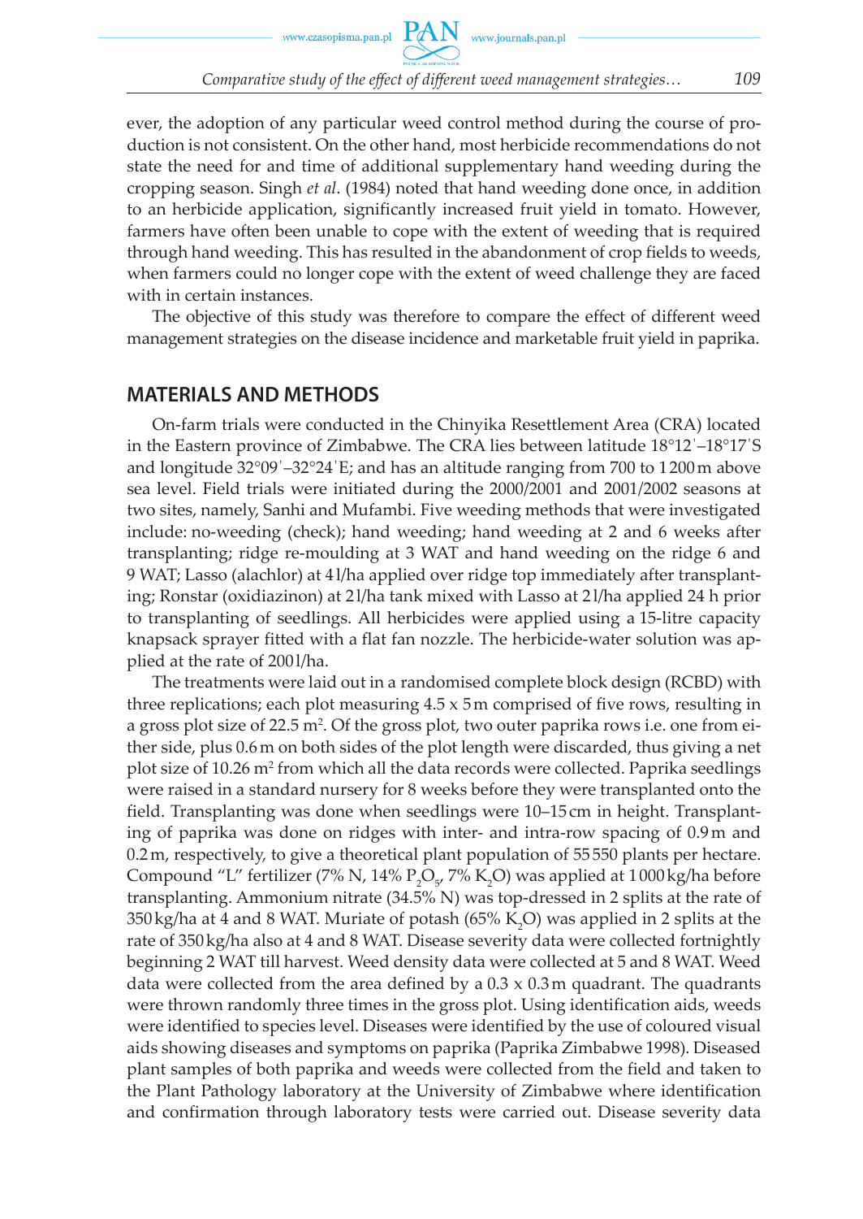ever, the adoption of any particular weed control method during the course of production is not consistent. On the other hand, most herbicide recommendations do not state the need for and time of additional supplementary hand weeding during the cropping season. Singh *et al*. (1984) noted that hand weeding done once, in addition to an herbicide application, significantly increased fruit yield in tomato. However, farmers have often been unable to cope with the extent of weeding that is required through hand weeding. This has resulted in the abandonment of crop fields to weeds, when farmers could no longer cope with the extent of weed challenge they are faced with in certain instances.

The objective of this study was therefore to compare the effect of different weed management strategies on the disease incidence and marketable fruit yield in paprika.

## MATERIALS AND METHODS

On-farm trials were conducted in the Chinyika Resettlement Area (CRA) located in the Eastern province of Zimbabwe. The CRA lies between latitude 18°12'–18°17'S and longitude 32°09'–32°24'E; and has an altitude ranging from 700 to 1 200 m above sea level. Field trials were initiated during the 2000/2001 and 2001/2002 seasons at two sites, namely, Sanhi and Mufambi. Five weeding methods that were investigated include: no-weeding (check); hand weeding; hand weeding at 2 and 6 weeks after transplanting; ridge re-moulding at 3 WAT and hand weeding on the ridge 6 and 9 WAT; Lasso (alachlor) at 4 l/ha applied over ridge top immediately after transplanting; Ronstar (oxidiazinon) at 2 l/ha tank mixed with Lasso at 2 l/ha applied 24 h prior to transplanting of seedlings. All herbicides were applied using a 15-litre capacity knapsack sprayer fitted with a flat fan nozzle. The herbicide-water solution was applied at the rate of 200 l/ha.

The treatments were laid out in a randomised complete block design (RCBD) with three replications; each plot measuring 4.5 x 5 m comprised of five rows, resulting in a gross plot size of 22.5 $m^2$. Of the gross plot, two outer paprika rows i.e. one from either side, plus 0.6 m on both sides of the plot length were discarded, thus giving a net plot size of 10.26 $m^2$ from which all the data records were collected. Paprika seedlings were raised in a standard nursery for 8 weeks before they were transplanted onto the field. Transplanting was done when seedlings were 10–15 cm in height. Transplanting of paprika was done on ridges with inter- and intra-row spacing of 0.9 m and 0.2 m, respectively, to give a theoretical plant population of 55 550 plants per hectare. Compound "L" fertilizer (7% N, 14% $P_2O_5$, 7% $K_2O$) was applied at 1 000 kg/ha before transplanting. Ammonium nitrate (34.5% N) was top-dressed in 2 splits at the rate of 350 kg/ha at 4 and 8 WAT. Muriate of potash (65% $K_2O$) was applied in 2 splits at the rate of 350 kg/ha also at 4 and 8 WAT. Disease severity data were collected fortnightly beginning 2 WAT till harvest. Weed density data were collected at 5 and 8 WAT. Weed data were collected from the area defined by a 0.3 x 0.3 m quadrant. The quadrants were thrown randomly three times in the gross plot. Using identification aids, weeds were identified to species level. Diseases were identified by the use of coloured visual aids showing diseases and symptoms on paprika (Paprika Zimbabwe 1998). Diseased plant samples of both paprika and weeds were collected from the field and taken to the Plant Pathology laboratory at the University of Zimbabwe where identification and confirmation through laboratory tests were carried out. Disease severity data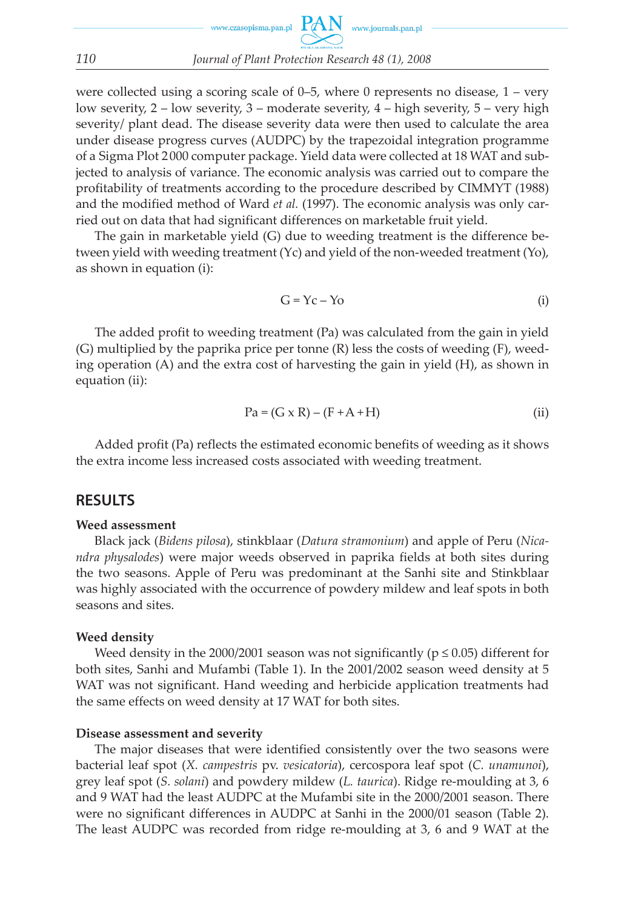were collected using a scoring scale of 0–5, where 0 represents no disease, 1 – very low severity, 2 – low severity, 3 – moderate severity, 4 – high severity, 5 – very high severity/ plant dead. The disease severity data were then used to calculate the area under disease progress curves (AUDPC) by the trapezoidal integration programme of a Sigma Plot 2000 computer package. Yield data were collected at 18 WAT and subjected to analysis of variance. The economic analysis was carried out to compare the profitability of treatments according to the procedure described by CIMMYT (1988) and the modified method of Ward *et al.* (1997). The economic analysis was only carried out on data that had significant differences on marketable fruit yield.

The gain in marketable yield (G) due to weeding treatment is the difference between yield with weeding treatment (Yc) and yield of the non-weeded treatment (Yo), as shown in equation (i):

$$G = Yc - Yo \tag{i}$$

The added profit to weeding treatment (Pa) was calculated from the gain in yield (G) multiplied by the paprika price per tonne (R) less the costs of weeding (F), weeding operation (A) and the extra cost of harvesting the gain in yield (H), as shown in equation (ii):

$$Pa = (G \times R) - (F + A + H) \tag{ii}$$

Added profit (Pa) reflects the estimated economic benefits of weeding as it shows the extra income less increased costs associated with weeding treatment.

## RESULTS

### Weed assessment

Black jack (*Bidens pilosa*), stinkblaar (*Datura stramonium*) and apple of Peru (*Nicandra physalodes*) were major weeds observed in paprika fields at both sites during the two seasons. Apple of Peru was predominant at the Sanhi site and Stinkblaar was highly associated with the occurrence of powdery mildew and leaf spots in both seasons and sites.

### Weed density

Weed density in the 2000/2001 season was not significantly ($p \leq 0.05$) different for both sites, Sanhi and Mufambi (Table 1). In the 2001/2002 season weed density at 5 WAT was not significant. Hand weeding and herbicide application treatments had the same effects on weed density at 17 WAT for both sites.

### Disease assessment and severity

The major diseases that were identified consistently over the two seasons were bacterial leaf spot (*X. campestris* pv. *vesicatoria*), cercospora leaf spot (*C. unamunoi*), grey leaf spot (*S. solani*) and powdery mildew (*L. taurica*). Ridge re-moulding at 3, 6 and 9 WAT had the least AUDPC at the Mufambi site in the 2000/2001 season. There were no significant differences in AUDPC at Sanhi in the 2000/01 season (Table 2). The least AUDPC was recorded from ridge re-moulding at 3, 6 and 9 WAT at the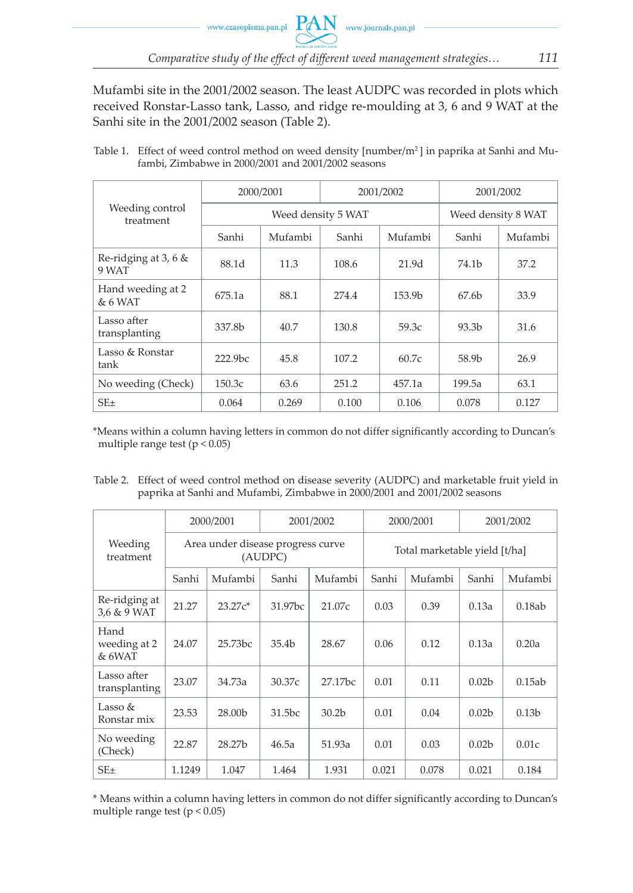Mufambi site in the 2001/2002 season. The least AUDPC was recorded in plots which received Ronstar-Lasso tank, Lasso, and ridge re-moulding at 3, 6 and 9 WAT at the Sanhi site in the 2001/2002 season (Table 2).

Table 1. Effect of weed control method on weed density [number/m$^2$] in paprika at Sanhi and Mufambi, Zimbabwe in 2000/2001 and 2001/2002 seasons

| Weeding control treatment | 2000/2001 | | 2001/2002 | | 2001/2002 | |
|---|---|---|---|---|---|---|
| | Weed density 5 WAT | | | | Weed density 8 WAT | |
| | Sanhi | Mufambi | Sanhi | Mufambi | Sanhi | Mufambi |
| Re-ridging at 3, 6 & 9 WAT | 88.1d | 11.3 | 108.6 | 21.9d | 74.1b | 37.2 |
| Hand weeding at 2 & 6 WAT | 675.1a | 88.1 | 274.4 | 153.9b | 67.6b | 33.9 |
| Lasso after transplanting | 337.8b | 40.7 | 130.8 | 59.3c | 93.3b | 31.6 |
| Lasso & Ronstar tank | 222.9bc | 45.8 | 107.2 | 60.7c | 58.9b | 26.9 |
| No weeding (Check) | 150.3c | 63.6 | 251.2 | 457.1a | 199.5a | 63.1 |
| SE± | 0.064 | 0.269 | 0.100 | 0.106 | 0.078 | 0.127 |

*Means within a column having letters in common do not differ significantly according to Duncan's multiple range test ($p < 0.05$)

Table 2. Effect of weed control method on disease severity (AUDPC) and marketable fruit yield in paprika at Sanhi and Mufambi, Zimbabwe in 2000/2001 and 2001/2002 seasons

| Weeding treatment | 2000/2001 | | 2001/2002 | | 2000/2001 | | 2001/2002 | |
|---|---|---|---|---|---|---|---|---|
| | Area under disease progress curve (AUDPC) | | | | Total marketable yield [t/ha] | | | |
| | Sanhi | Mufambi | Sanhi | Mufambi | Sanhi | Mufambi | Sanhi | Mufambi |
| Re-ridging at 3,6 & 9 WAT | 21.27 | 23.27c* | 31.97bc | 21.07c | 0.03 | 0.39 | 0.13a | 0.18ab |
| Hand weeding at 2 & 6WAT | 24.07 | 25.73bc | 35.4b | 28.67 | 0.06 | 0.12 | 0.13a | 0.20a |
| Lasso after transplanting | 23.07 | 34.73a | 30.37c | 27.17bc | 0.01 | 0.11 | 0.02b | 0.15ab |
| Lasso & Ronstar mix | 23.53 | 28.00b | 31.5bc | 30.2b | 0.01 | 0.04 | 0.02b | 0.13b |
| No weeding (Check) | 22.87 | 28.27b | 46.5a | 51.93a | 0.01 | 0.03 | 0.02b | 0.01c |
| SE± | 1.1249 | 1.047 | 1.464 | 1.931 | 0.021 | 0.078 | 0.021 | 0.184 |

* Means within a column having letters in common do not differ significantly according to Duncan's multiple range test ($p < 0.05$)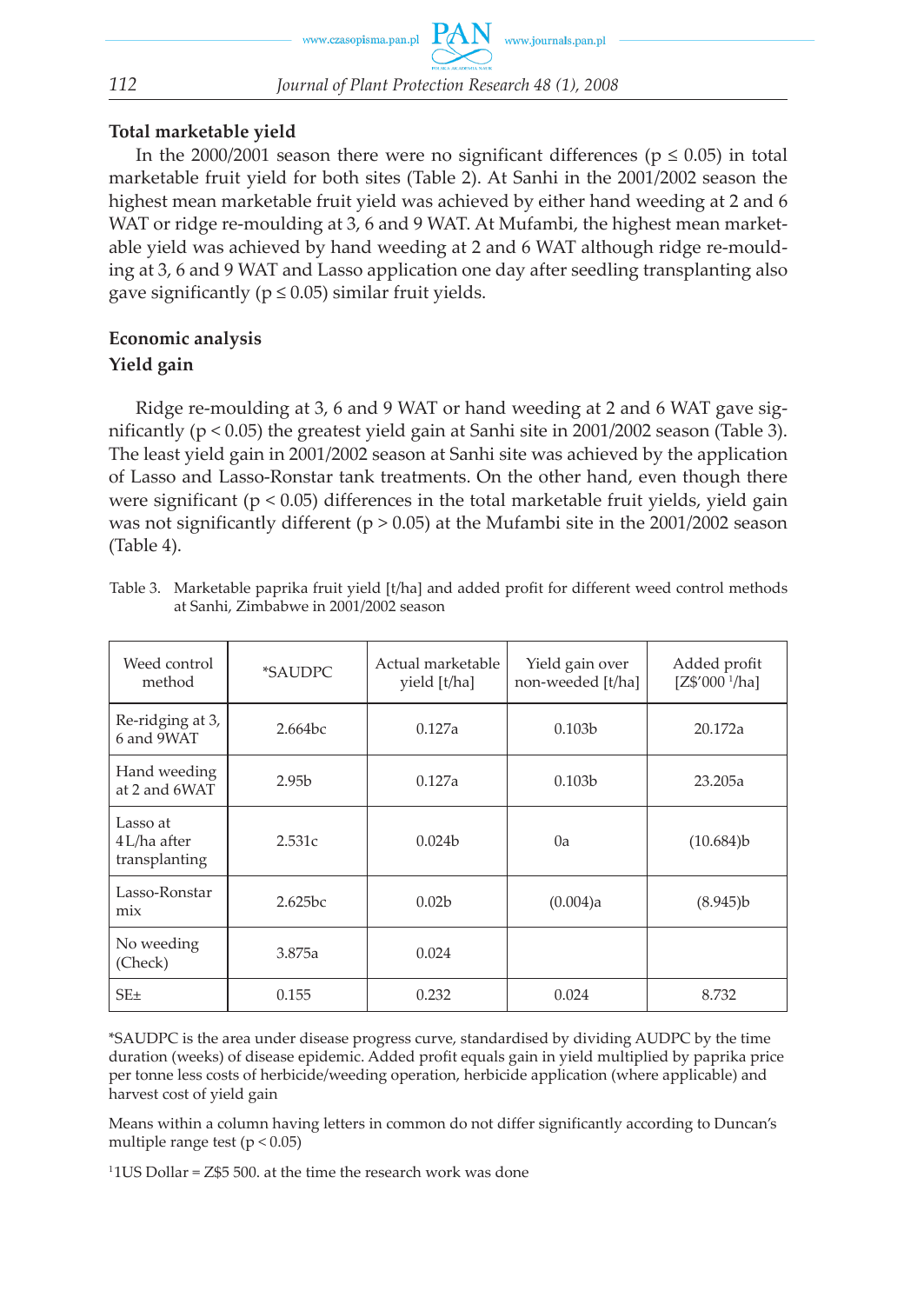### Total marketable yield

In the 2000/2001 season there were no significant differences ($p \leq 0.05$) in total marketable fruit yield for both sites (Table 2). At Sanhi in the 2001/2002 season the highest mean marketable fruit yield was achieved by either hand weeding at 2 and 6 WAT or ridge re-moulding at 3, 6 and 9 WAT. At Mufambi, the highest mean marketable yield was achieved by hand weeding at 2 and 6 WAT although ridge re-moulding at 3, 6 and 9 WAT and Lasso application one day after seedling transplanting also gave significantly ($p \leq 0.05$) similar fruit yields.

### Economic analysis

### Yield gain

Ridge re-moulding at 3, 6 and 9 WAT or hand weeding at 2 and 6 WAT gave significantly ($p < 0.05$) the greatest yield gain at Sanhi site in 2001/2002 season (Table 3). The least yield gain in 2001/2002 season at Sanhi site was achieved by the application of Lasso and Lasso-Ronstar tank treatments. On the other hand, even though there were significant ($p < 0.05$) differences in the total marketable fruit yields, yield gain was not significantly different ($p > 0.05$) at the Mufambi site in the 2001/2002 season (Table 4).

Table 3. Marketable paprika fruit yield [t/ha] and added profit for different weed control methods at Sanhi, Zimbabwe in 2001/2002 season

| Weed control method | *SAUDPC | Actual marketable yield [t/ha] | Yield gain over non-weeded [t/ha] | Added profit [Z$'000 [1]/ha] |
|---|---|---|---|---|
| Re-ridging at 3, 6 and 9WAT | 2.664bc | 0.127a | 0.103b | 20.172a |
| Hand weeding at 2 and 6WAT | 2.95b | 0.127a | 0.103b | 23.205a |
| Lasso at 4 L/ha after transplanting | 2.531c | 0.024b | 0a | (10.684)b |
| Lasso-Ronstar mix | 2.625bc | 0.02b | (0.004)a | (8.945)b |
| No weeding (Check) | 3.875a | 0.024 | | |
| SE± | 0.155 | 0.232 | 0.024 | 8.732 |

*SAUDPC is the area under disease progress curve, standardised by dividing AUDPC by the time duration (weeks) of disease epidemic. Added profit equals gain in yield multiplied by paprika price per tonne less costs of herbicide/weeding operation, herbicide application (where applicable) and harvest cost of yield gain

Means within a column having letters in common do not differ significantly according to Duncan's multiple range test ($p < 0.05$)

[1]1US Dollar = Z$5 500. at the time the research work was done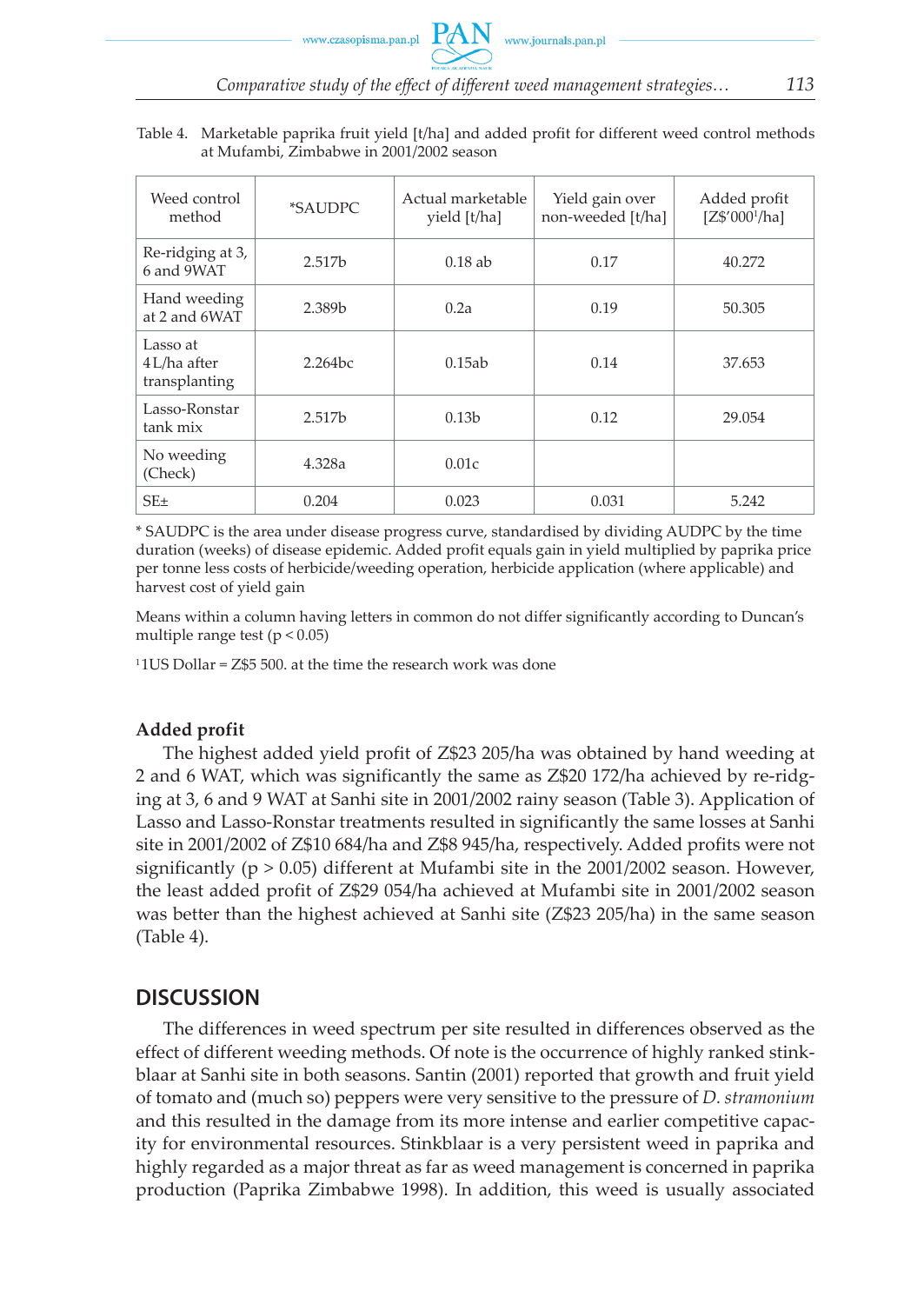Table 4. Marketable paprika fruit yield [t/ha] and added profit for different weed control methods at Mufambi, Zimbabwe in 2001/2002 season

| Weed control method | *SAUDPC | Actual marketable yield [t/ha] | Yield gain over non-weeded [t/ha] | Added profit [Z$'000[1]/ha] |
|---|---|---|---|---|
| Re-ridging at 3, 6 and 9WAT | 2.517b | 0.18 ab | 0.17 | 40.272 |
| Hand weeding at 2 and 6WAT | 2.389b | 0.2a | 0.19 | 50.305 |
| Lasso at 4L/ha after transplanting | 2.264bc | 0.15ab | 0.14 | 37.653 |
| Lasso-Ronstar tank mix | 2.517b | 0.13b | 0.12 | 29.054 |
| No weeding (Check) | 4.328a | 0.01c | | |
| SE± | 0.204 | 0.023 | 0.031 | 5.242 |

\* SAUDPC is the area under disease progress curve, standardised by dividing AUDPC by the time duration (weeks) of disease epidemic. Added profit equals gain in yield multiplied by paprika price per tonne less costs of herbicide/weeding operation, herbicide application (where applicable) and harvest cost of yield gain

Means within a column having letters in common do not differ significantly according to Duncan's multiple range test ($p < 0.05$)

[1] 1US Dollar = Z$5 500. at the time the research work was done

### Added profit

The highest added yield profit of Z$23 205/ha was obtained by hand weeding at 2 and 6 WAT, which was significantly the same as Z$20 172/ha achieved by re-ridging at 3, 6 and 9 WAT at Sanhi site in 2001/2002 rainy season (Table 3). Application of Lasso and Lasso-Ronstar treatments resulted in significantly the same losses at Sanhi site in 2001/2002 of Z$10 684/ha and Z$8 945/ha, respectively. Added profits were not significantly ($p > 0.05$) different at Mufambi site in the 2001/2002 season. However, the least added profit of Z$29 054/ha achieved at Mufambi site in 2001/2002 season was better than the highest achieved at Sanhi site (Z$23 205/ha) in the same season (Table 4).

## DISCUSSION

The differences in weed spectrum per site resulted in differences observed as the effect of different weeding methods. Of note is the occurrence of highly ranked stinkblaar at Sanhi site in both seasons. Santin (2001) reported that growth and fruit yield of tomato and (much so) peppers were very sensitive to the pressure of *D. stramonium* and this resulted in the damage from its more intense and earlier competitive capacity for environmental resources. Stinkblaar is a very persistent weed in paprika and highly regarded as a major threat as far as weed management is concerned in paprika production (Paprika Zimbabwe 1998). In addition, this weed is usually associated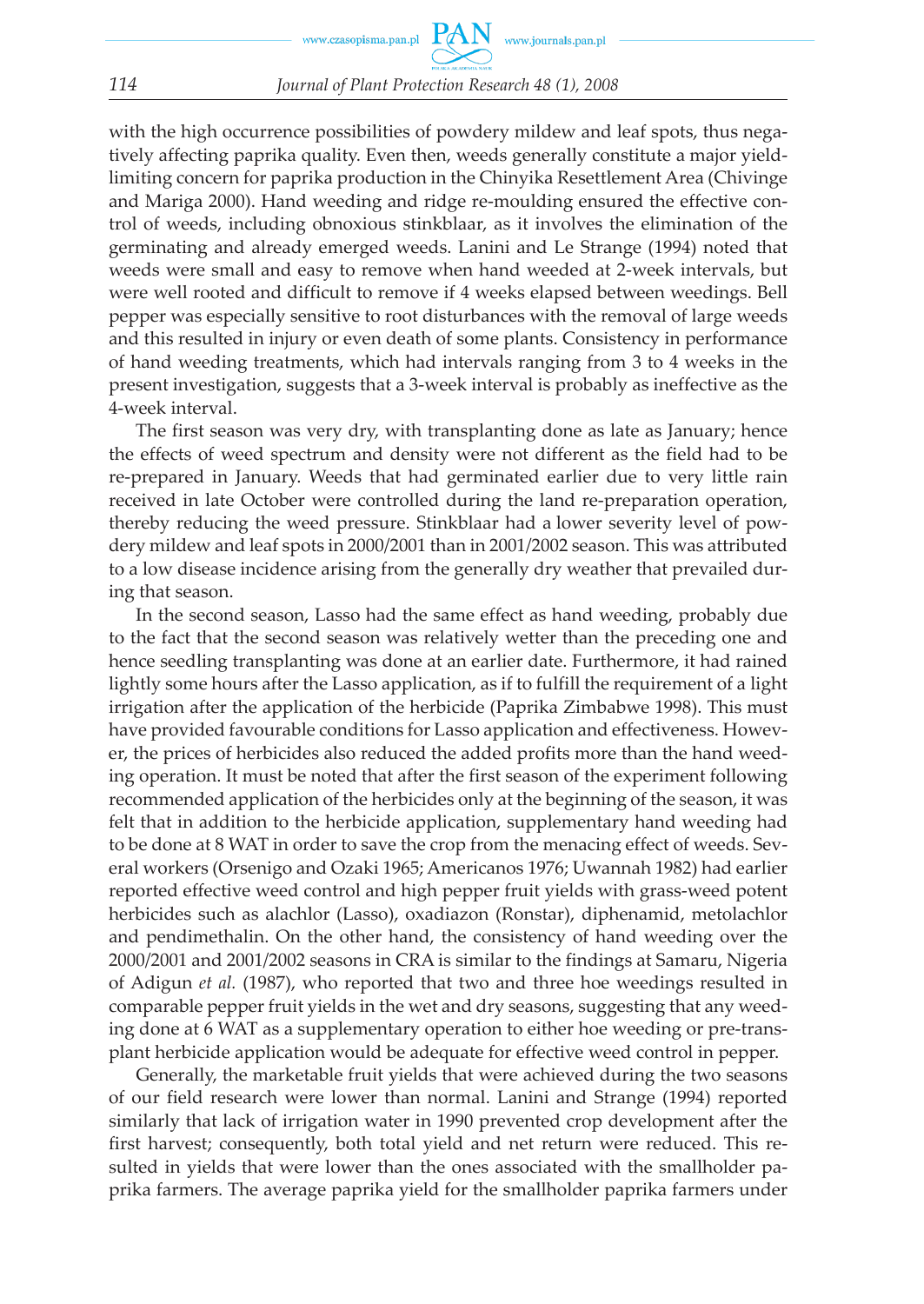with the high occurrence possibilities of powdery mildew and leaf spots, thus negatively affecting paprika quality. Even then, weeds generally constitute a major yield-limiting concern for paprika production in the Chinyika Resettlement Area (Chivinge and Mariga 2000). Hand weeding and ridge re-moulding ensured the effective control of weeds, including obnoxious stinkblaar, as it involves the elimination of the germinating and already emerged weeds. Lanini and Le Strange (1994) noted that weeds were small and easy to remove when hand weeded at 2-week intervals, but were well rooted and difficult to remove if 4 weeks elapsed between weedings. Bell pepper was especially sensitive to root disturbances with the removal of large weeds and this resulted in injury or even death of some plants. Consistency in performance of hand weeding treatments, which had intervals ranging from 3 to 4 weeks in the present investigation, suggests that a 3-week interval is probably as ineffective as the 4-week interval.

The first season was very dry, with transplanting done as late as January; hence the effects of weed spectrum and density were not different as the field had to be re-prepared in January. Weeds that had germinated earlier due to very little rain received in late October were controlled during the land re-preparation operation, thereby reducing the weed pressure. Stinkblaar had a lower severity level of powdery mildew and leaf spots in 2000/2001 than in 2001/2002 season. This was attributed to a low disease incidence arising from the generally dry weather that prevailed during that season.

In the second season, Lasso had the same effect as hand weeding, probably due to the fact that the second season was relatively wetter than the preceding one and hence seedling transplanting was done at an earlier date. Furthermore, it had rained lightly some hours after the Lasso application, as if to fulfill the requirement of a light irrigation after the application of the herbicide (Paprika Zimbabwe 1998). This must have provided favourable conditions for Lasso application and effectiveness. However, the prices of herbicides also reduced the added profits more than the hand weeding operation. It must be noted that after the first season of the experiment following recommended application of the herbicides only at the beginning of the season, it was felt that in addition to the herbicide application, supplementary hand weeding had to be done at 8 WAT in order to save the crop from the menacing effect of weeds. Several workers (Orsenigo and Ozaki 1965; Americanos 1976; Uwannah 1982) had earlier reported effective weed control and high pepper fruit yields with grass-weed potent herbicides such as alachlor (Lasso), oxadiazon (Ronstar), diphenamid, metolachlor and pendimethalin. On the other hand, the consistency of hand weeding over the 2000/2001 and 2001/2002 seasons in CRA is similar to the findings at Samaru, Nigeria of Adigun *et al.* (1987), who reported that two and three hoe weedings resulted in comparable pepper fruit yields in the wet and dry seasons, suggesting that any weeding done at 6 WAT as a supplementary operation to either hoe weeding or pre-transplant herbicide application would be adequate for effective weed control in pepper.

Generally, the marketable fruit yields that were achieved during the two seasons of our field research were lower than normal. Lanini and Strange (1994) reported similarly that lack of irrigation water in 1990 prevented crop development after the first harvest; consequently, both total yield and net return were reduced. This resulted in yields that were lower than the ones associated with the smallholder paprika farmers. The average paprika yield for the smallholder paprika farmers under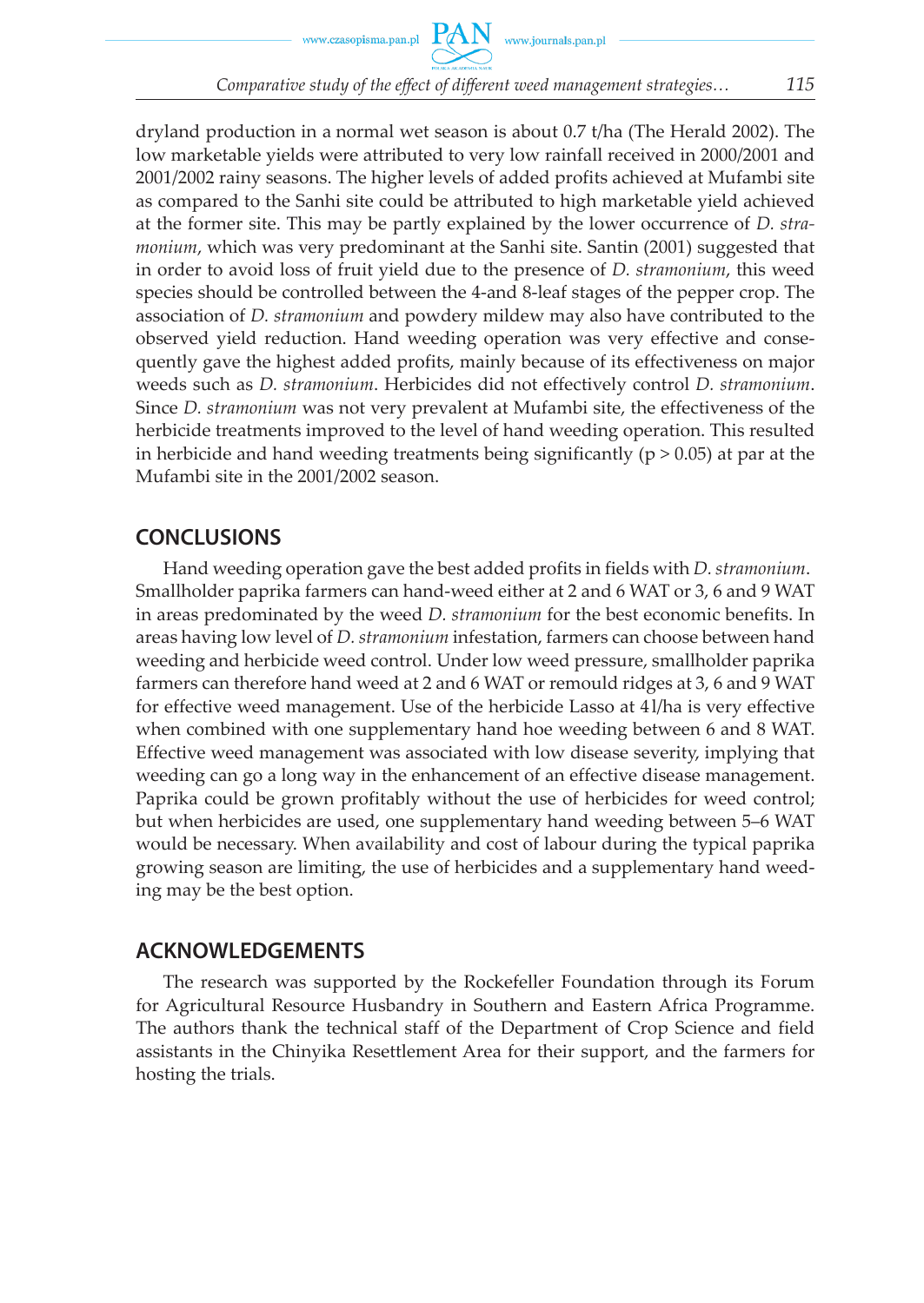dryland production in a normal wet season is about 0.7 t/ha (The Herald 2002). The low marketable yields were attributed to very low rainfall received in 2000/2001 and 2001/2002 rainy seasons. The higher levels of added profits achieved at Mufambi site as compared to the Sanhi site could be attributed to high marketable yield achieved at the former site. This may be partly explained by the lower occurrence of *D. stramonium*, which was very predominant at the Sanhi site. Santin (2001) suggested that in order to avoid loss of fruit yield due to the presence of *D. stramonium*, this weed species should be controlled between the 4-and 8-leaf stages of the pepper crop. The association of *D. stramonium* and powdery mildew may also have contributed to the observed yield reduction. Hand weeding operation was very effective and consequently gave the highest added profits, mainly because of its effectiveness on major weeds such as *D. stramonium*. Herbicides did not effectively control *D. stramonium*. Since *D. stramonium* was not very prevalent at Mufambi site, the effectiveness of the herbicide treatments improved to the level of hand weeding operation. This resulted in herbicide and hand weeding treatments being significantly ($p > 0.05$) at par at the Mufambi site in the 2001/2002 season.

## CONCLUSIONS

Hand weeding operation gave the best added profits in fields with *D. stramonium*. Smallholder paprika farmers can hand-weed either at 2 and 6 WAT or 3, 6 and 9 WAT in areas predominated by the weed *D. stramonium* for the best economic benefits. In areas having low level of *D. stramonium* infestation, farmers can choose between hand weeding and herbicide weed control. Under low weed pressure, smallholder paprika farmers can therefore hand weed at 2 and 6 WAT or remould ridges at 3, 6 and 9 WAT for effective weed management. Use of the herbicide Lasso at 4 l/ha is very effective when combined with one supplementary hand hoe weeding between 6 and 8 WAT. Effective weed management was associated with low disease severity, implying that weeding can go a long way in the enhancement of an effective disease management. Paprika could be grown profitably without the use of herbicides for weed control; but when herbicides are used, one supplementary hand weeding between 5–6 WAT would be necessary. When availability and cost of labour during the typical paprika growing season are limiting, the use of herbicides and a supplementary hand weeding may be the best option.

## ACKNOWLEDGEMENTS

The research was supported by the Rockefeller Foundation through its Forum for Agricultural Resource Husbandry in Southern and Eastern Africa Programme. The authors thank the technical staff of the Department of Crop Science and field assistants in the Chinyika Resettlement Area for their support, and the farmers for hosting the trials.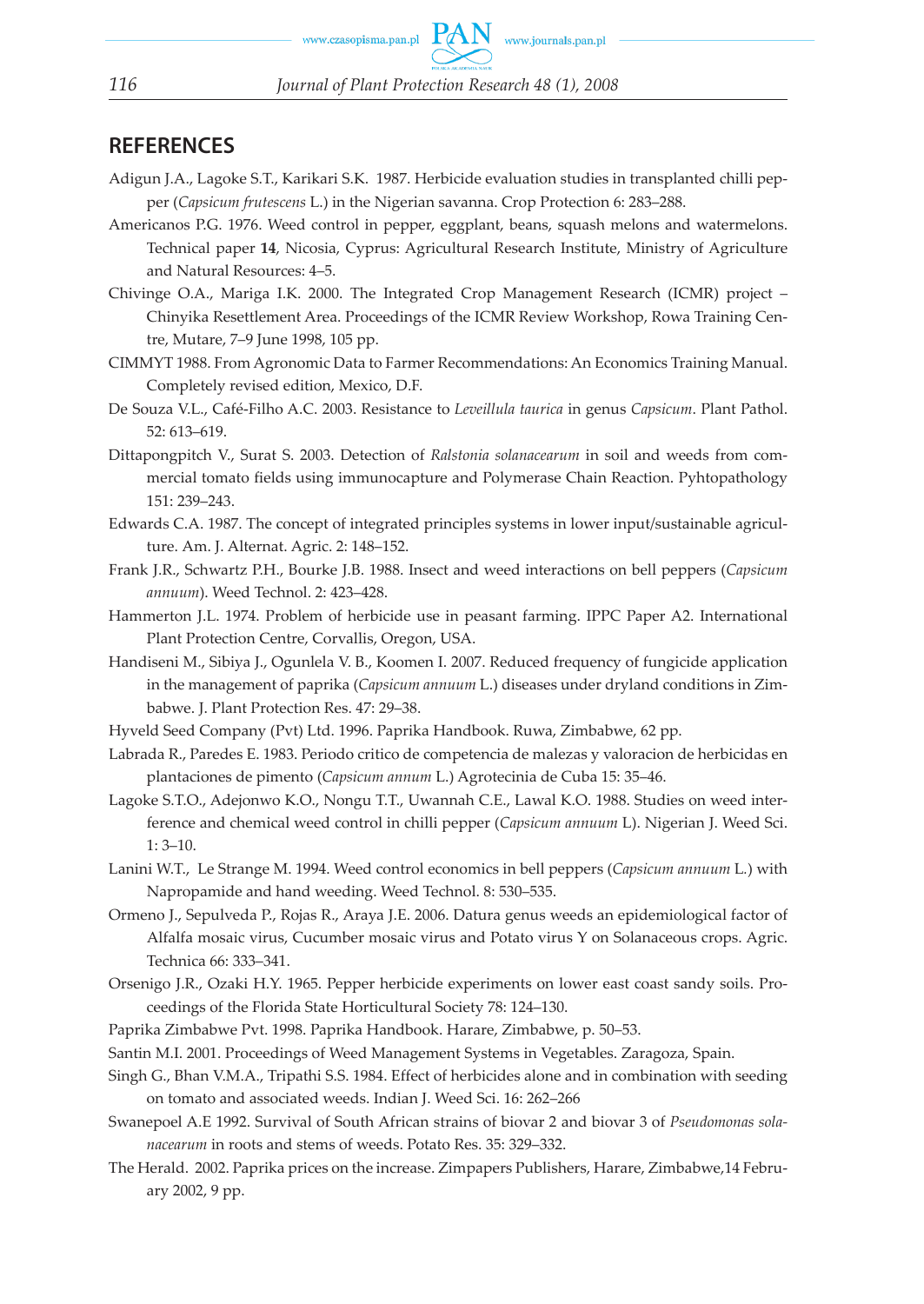## REFERENCES

Adigun J.A., Lagoke S.T., Karikari S.K. 1987. Herbicide evaluation studies in transplanted chilli pepper (*Capsicum frutescens* L.) in the Nigerian savanna. Crop Protection 6: 283–288.

Americanos P.G. 1976. Weed control in pepper, eggplant, beans, squash melons and watermelons. Technical paper **14**, Nicosia, Cyprus: Agricultural Research Institute, Ministry of Agriculture and Natural Resources: 4–5.

Chivinge O.A., Mariga I.K. 2000. The Integrated Crop Management Research (ICMR) project – Chinyika Resettlement Area. Proceedings of the ICMR Review Workshop, Rowa Training Centre, Mutare, 7–9 June 1998, 105 pp.

CIMMYT 1988. From Agronomic Data to Farmer Recommendations: An Economics Training Manual. Completely revised edition, Mexico, D.F.

De Souza V.L., Café-Filho A.C. 2003. Resistance to *Leveillula taurica* in genus *Capsicum*. Plant Pathol. 52: 613–619.

Dittapongpitch V., Surat S. 2003. Detection of *Ralstonia solanacearum* in soil and weeds from commercial tomato fields using immunocapture and Polymerase Chain Reaction. Pyhtopathology 151: 239–243.

Edwards C.A. 1987. The concept of integrated principles systems in lower input/sustainable agriculture. Am. J. Alternat. Agric. 2: 148–152.

Frank J.R., Schwartz P.H., Bourke J.B. 1988. Insect and weed interactions on bell peppers (*Capsicum annuum*). Weed Technol. 2: 423–428.

Hammerton J.L. 1974. Problem of herbicide use in peasant farming. IPPC Paper A2. International Plant Protection Centre, Corvallis, Oregon, USA.

Handiseni M., Sibiya J., Ogunlela V. B., Koomen I. 2007. Reduced frequency of fungicide application in the management of paprika (*Capsicum annuum* L.) diseases under dryland conditions in Zimbabwe. J. Plant Protection Res. 47: 29–38.

Hyveld Seed Company (Pvt) Ltd. 1996. Paprika Handbook. Ruwa, Zimbabwe, 62 pp.

Labrada R., Paredes E. 1983. Periodo critico de competencia de malezas y valoracion de herbicidas en plantaciones de pimento (*Capsicum annum* L.) Agrotecinia de Cuba 15: 35–46.

Lagoke S.T.O., Adejonwo K.O., Nongu T.T., Uwannah C.E., Lawal K.O. 1988. Studies on weed interference and chemical weed control in chilli pepper (*Capsicum annuum* L). Nigerian J. Weed Sci. 1: 3–10.

Lanini W.T., Le Strange M. 1994. Weed control economics in bell peppers (*Capsicum annuum* L.) with Napropamide and hand weeding. Weed Technol. 8: 530–535.

Ormeno J., Sepulveda P., Rojas R., Araya J.E. 2006. Datura genus weeds an epidemiological factor of Alfalfa mosaic virus, Cucumber mosaic virus and Potato virus Y on Solanaceous crops. Agric. Technica 66: 333–341.

Orsenigo J.R., Ozaki H.Y. 1965. Pepper herbicide experiments on lower east coast sandy soils. Proceedings of the Florida State Horticultural Society 78: 124–130.

Paprika Zimbabwe Pvt. 1998. Paprika Handbook. Harare, Zimbabwe, p. 50–53.

Santin M.I. 2001. Proceedings of Weed Management Systems in Vegetables. Zaragoza, Spain.

Singh G., Bhan V.M.A., Tripathi S.S. 1984. Effect of herbicides alone and in combination with seeding on tomato and associated weeds. Indian J. Weed Sci. 16: 262–266

Swanepoel A.E 1992. Survival of South African strains of biovar 2 and biovar 3 of *Pseudomonas solanacearum* in roots and stems of weeds. Potato Res. 35: 329–332.

The Herald. 2002. Paprika prices on the increase. Zimpapers Publishers, Harare, Zimbabwe,14 February 2002, 9 pp.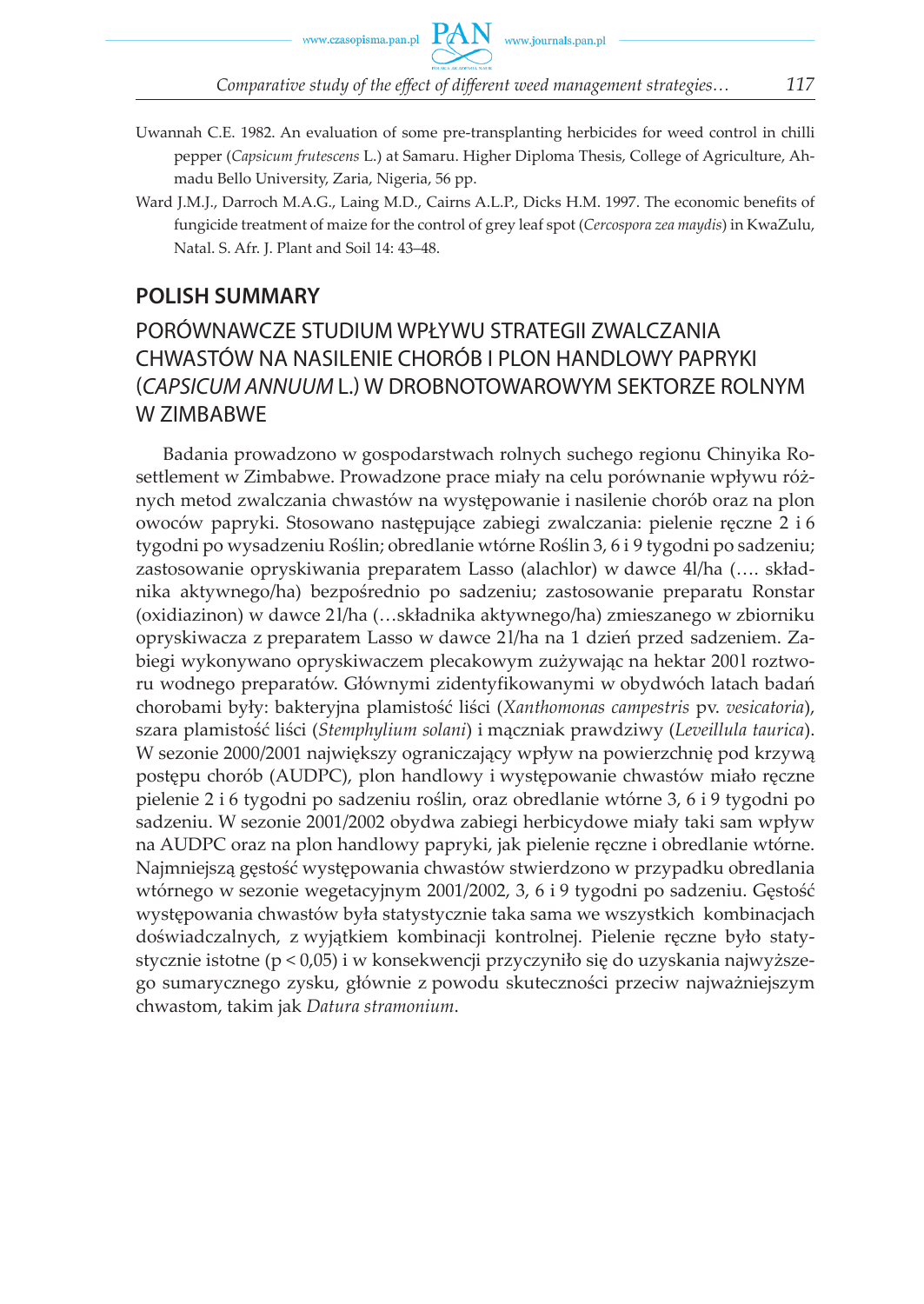Uwannah C.E. 1982. An evaluation of some pre-transplanting herbicides for weed control in chilli pepper (*Capsicum frutescens* L.) at Samaru. Higher Diploma Thesis, College of Agriculture, Ahmadu Bello University, Zaria, Nigeria, 56 pp.

Ward J.M.J., Darroch M.A.G., Laing M.D., Cairns A.L.P., Dicks H.M. 1997. The economic benefits of fungicide treatment of maize for the control of grey leaf spot (*Cercospora zea maydis*) in KwaZulu, Natal. S. Afr. J. Plant and Soil 14: 43–48.

## POLISH SUMMARY

### PORÓWNAWCZE STUDIUM WPŁYWU STRATEGII ZWALCZANIA CHWASTÓW NA NASILENIE CHORÓB I PLON HANDLOWY PAPRYKI (*CAPSICUM ANNUUM* L.) W DROBNOTOWAROWYM SEKTORZE ROLNYM W ZIMBABWE

Badania prowadzono w gospodarstwach rolnych suchego regionu Chinyika Resettlement w Zimbabwe. Prowadzone prace miały na celu porównanie wpływu różnych metod zwalczania chwastów na występowanie i nasilenie chorób oraz na plon owoców papryki. Stosowano następujące zabiegi zwalczania: pielenie ręczne 2 i 6 tygodni po wysadzeniu Roślin; obredlanie wtórne Roślin 3, 6 i 9 tygodni po sadzeniu; zastosowanie opryskiwania preparatem Lasso (alachlor) w dawce 4l/ha (…. składnika aktywnego/ha) bezpośrednio po sadzeniu; zastosowanie preparatu Ronstar (oxidiazinon) w dawce 2l/ha (…składnika aktywnego/ha) zmieszanego w zbiorniku opryskiwacza z preparatem Lasso w dawce 2l/ha na 1 dzień przed sadzeniem. Zabiegi wykonywano opryskiwaczem plecakowym zużywając na hektar 200l roztworu wodnego preparatów. Głównymi zidentyfikowanymi w obydwóch latach badań chorobami były: bakteryjna plamistość liści (*Xanthomonas campestris* pv. *vesicatoria*), szara plamistość liści (*Stemphylium solani*) i mączniak prawdziwy (*Leveillula taurica*). W sezonie 2000/2001 największy ograniczający wpływ na powierzchnię pod krzywą postępu chorób (AUDPC), plon handlowy i występowanie chwastów miało ręczne pielenie 2 i 6 tygodni po sadzeniu roślin, oraz obredlanie wtórne 3, 6 i 9 tygodni po sadzeniu. W sezonie 2001/2002 obydwa zabiegi herbicydowe miały taki sam wpływ na AUDPC oraz na plon handlowy papryki, jak pielenie ręczne i obredlanie wtórne. Najmniejszą gęstość występowania chwastów stwierdzono w przypadku obredlania wtórnego w sezonie wegetacyjnym 2001/2002, 3, 6 i 9 tygodni po sadzeniu. Gęstość występowania chwastów była statystycznie taka sama we wszystkich kombinacjach doświadczalnych, z wyjątkiem kombinacji kontrolnej. Pielenie ręczne było statystycznie istotne ($p < 0,05$) i w konsekwencji przyczyniło się do uzyskania najwyższego sumarycznego zysku, głównie z powodu skuteczności przeciw najważniejszym chwastom, takim jak *Datura stramonium*.